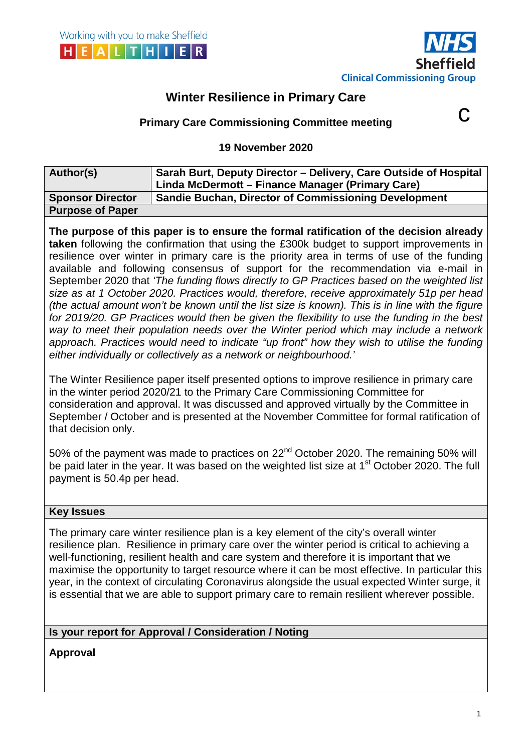Working with you to make Sheffield HEALTHIER

NHS Sheffield Clinical Commissioning Group

# Winter Resilience in Primary Care

C

## Primary Care Commissioning Committee meeting

**19 November 2020**

| | |
|---|---|
| **Author(s)** | **Sarah Burt, Deputy Director – Delivery, Care Outside of Hospital**<br>**Linda McDermott – Finance Manager (Primary Care)** |
| **Sponsor Director** | **Sandie Buchan, Director of Commissioning Development** |

**Purpose of Paper**

**The purpose of this paper is to ensure the formal ratification of the decision already taken** following the confirmation that using the £300k budget to support improvements in resilience over winter in primary care is the priority area in terms of use of the funding available and following consensus of support for the recommendation via e-mail in September 2020 that *'The funding flows directly to GP Practices based on the weighted list size as at 1 October 2020. Practices would, therefore, receive approximately 51p per head (the actual amount won't be known until the list size is known). This is in line with the figure for 2019/20. GP Practices would then be given the flexibility to use the funding in the best way to meet their population needs over the Winter period which may include a network approach. Practices would need to indicate "up front" how they wish to utilise the funding either individually or collectively as a network or neighbourhood.'*

The Winter Resilience paper itself presented options to improve resilience in primary care in the winter period 2020/21 to the Primary Care Commissioning Committee for consideration and approval. It was discussed and approved virtually by the Committee in September / October and is presented at the November Committee for formal ratification of that decision only.

50% of the payment was made to practices on 22nd October 2020. The remaining 50% will be paid later in the year. It was based on the weighted list size at 1st October 2020. The full payment is 50.4p per head.

**Key Issues**

The primary care winter resilience plan is a key element of the city's overall winter resilience plan. Resilience in primary care over the winter period is critical to achieving a well-functioning, resilient health and care system and therefore it is important that we maximise the opportunity to target resource where it can be most effective. In particular this year, in the context of circulating Coronavirus alongside the usual expected Winter surge, it is essential that we are able to support primary care to remain resilient wherever possible.

**Is your report for Approval / Consideration / Noting**

**Approval**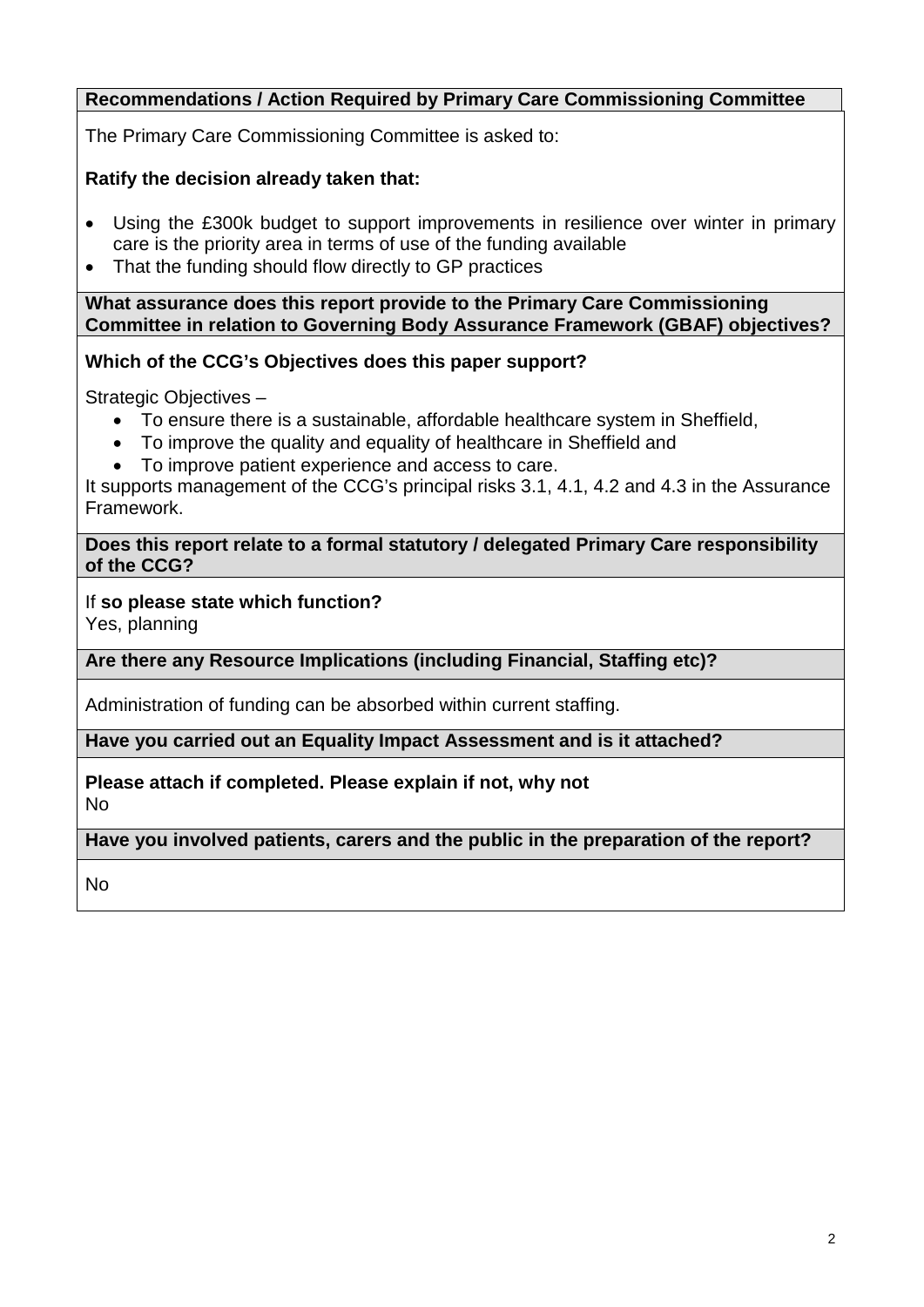**Recommendations / Action Required by Primary Care Commissioning Committee**

The Primary Care Commissioning Committee is asked to:

**Ratify the decision already taken that:**

- Using the £300k budget to support improvements in resilience over winter in primary care is the priority area in terms of use of the funding available
- That the funding should flow directly to GP practices

**What assurance does this report provide to the Primary Care Commissioning Committee in relation to Governing Body Assurance Framework (GBAF) objectives?**

**Which of the CCG's Objectives does this paper support?**

Strategic Objectives –

- To ensure there is a sustainable, affordable healthcare system in Sheffield,
- To improve the quality and equality of healthcare in Sheffield and
- To improve patient experience and access to care.

It supports management of the CCG's principal risks 3.1, 4.1, 4.2 and 4.3 in the Assurance Framework.

**Does this report relate to a formal statutory / delegated Primary Care responsibility of the CCG?**

If **so please state which function?**
Yes, planning

**Are there any Resource Implications (including Financial, Staffing etc)?**

Administration of funding can be absorbed within current staffing.

**Have you carried out an Equality Impact Assessment and is it attached?**

**Please attach if completed. Please explain if not, why not**
No

**Have you involved patients, carers and the public in the preparation of the report?**

No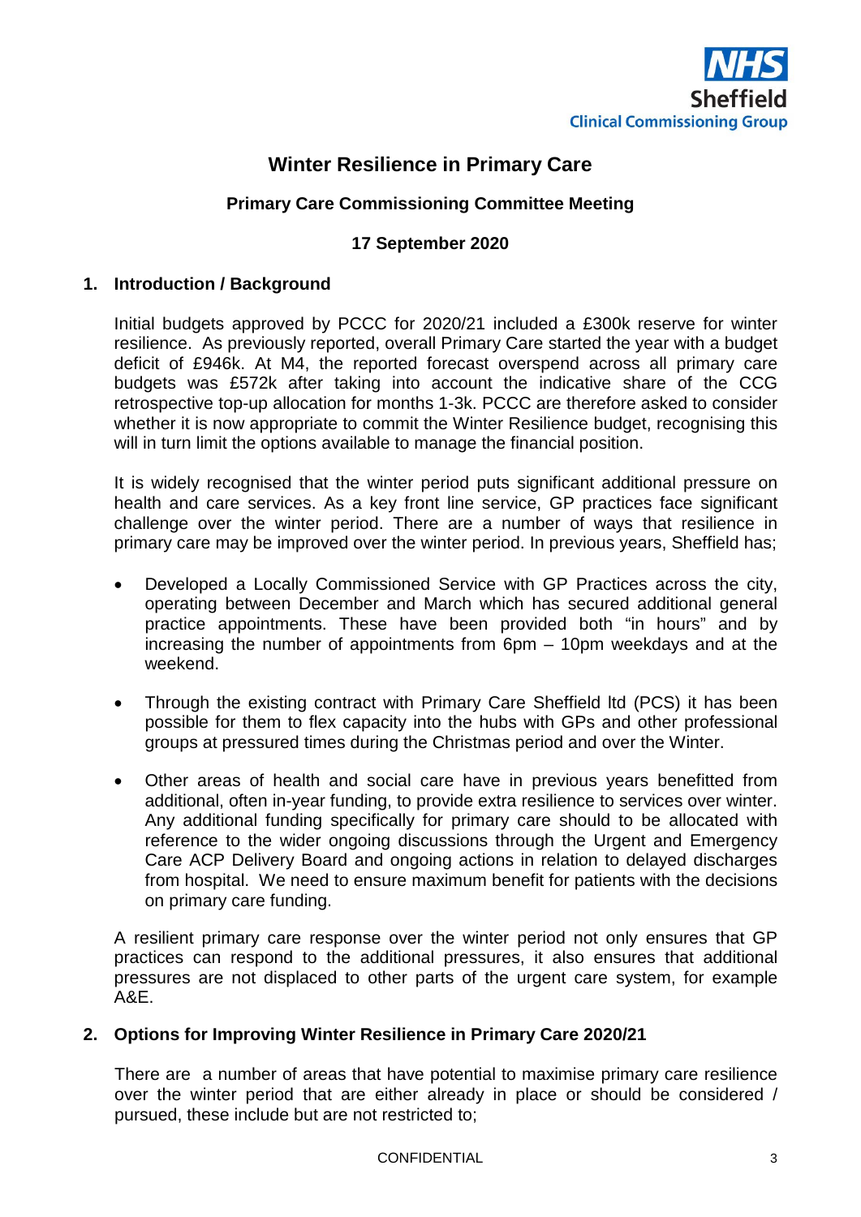NHS
Sheffield
Clinical Commissioning Group

# Winter Resilience in Primary Care

## Primary Care Commissioning Committee Meeting

## 17 September 2020

### 1. Introduction / Background

Initial budgets approved by PCCC for 2020/21 included a £300k reserve for winter resilience. As previously reported, overall Primary Care started the year with a budget deficit of £946k. At M4, the reported forecast overspend across all primary care budgets was £572k after taking into account the indicative share of the CCG retrospective top-up allocation for months 1-3k. PCCC are therefore asked to consider whether it is now appropriate to commit the Winter Resilience budget, recognising this will in turn limit the options available to manage the financial position.

It is widely recognised that the winter period puts significant additional pressure on health and care services. As a key front line service, GP practices face significant challenge over the winter period. There are a number of ways that resilience in primary care may be improved over the winter period. In previous years, Sheffield has;

- Developed a Locally Commissioned Service with GP Practices across the city, operating between December and March which has secured additional general practice appointments. These have been provided both "in hours" and by increasing the number of appointments from 6pm – 10pm weekdays and at the weekend.
- Through the existing contract with Primary Care Sheffield ltd (PCS) it has been possible for them to flex capacity into the hubs with GPs and other professional groups at pressured times during the Christmas period and over the Winter.
- Other areas of health and social care have in previous years benefitted from additional, often in-year funding, to provide extra resilience to services over winter. Any additional funding specifically for primary care should to be allocated with reference to the wider ongoing discussions through the Urgent and Emergency Care ACP Delivery Board and ongoing actions in relation to delayed discharges from hospital. We need to ensure maximum benefit for patients with the decisions on primary care funding.

A resilient primary care response over the winter period not only ensures that GP practices can respond to the additional pressures, it also ensures that additional pressures are not displaced to other parts of the urgent care system, for example A&E.

### 2. Options for Improving Winter Resilience in Primary Care 2020/21

There are a number of areas that have potential to maximise primary care resilience over the winter period that are either already in place or should be considered / pursued, these include but are not restricted to;

CONFIDENTIAL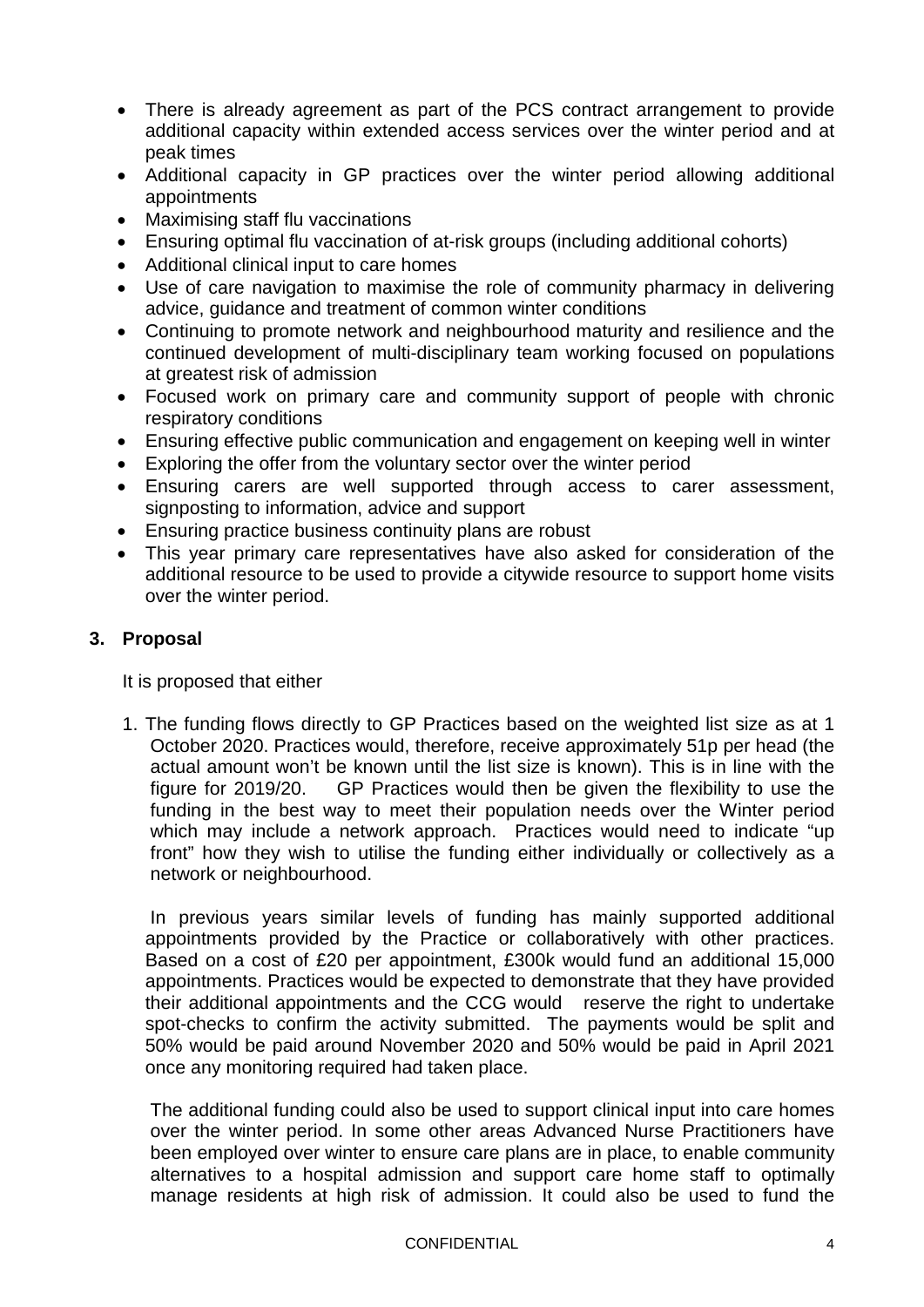- There is already agreement as part of the PCS contract arrangement to provide additional capacity within extended access services over the winter period and at peak times
- Additional capacity in GP practices over the winter period allowing additional appointments
- Maximising staff flu vaccinations
- Ensuring optimal flu vaccination of at-risk groups (including additional cohorts)
- Additional clinical input to care homes
- Use of care navigation to maximise the role of community pharmacy in delivering advice, guidance and treatment of common winter conditions
- Continuing to promote network and neighbourhood maturity and resilience and the continued development of multi-disciplinary team working focused on populations at greatest risk of admission
- Focused work on primary care and community support of people with chronic respiratory conditions
- Ensuring effective public communication and engagement on keeping well in winter
- Exploring the offer from the voluntary sector over the winter period
- Ensuring carers are well supported through access to carer assessment, signposting to information, advice and support
- Ensuring practice business continuity plans are robust
- This year primary care representatives have also asked for consideration of the additional resource to be used to provide a citywide resource to support home visits over the winter period.

## 3. Proposal

It is proposed that either

1. The funding flows directly to GP Practices based on the weighted list size as at 1 October 2020. Practices would, therefore, receive approximately 51p per head (the actual amount won't be known until the list size is known). This is in line with the figure for 2019/20. GP Practices would then be given the flexibility to use the funding in the best way to meet their population needs over the Winter period which may include a network approach. Practices would need to indicate "up front" how they wish to utilise the funding either individually or collectively as a network or neighbourhood.

   In previous years similar levels of funding has mainly supported additional appointments provided by the Practice or collaboratively with other practices. Based on a cost of £20 per appointment, £300k would fund an additional 15,000 appointments. Practices would be expected to demonstrate that they have provided their additional appointments and the CCG would reserve the right to undertake spot-checks to confirm the activity submitted. The payments would be split and 50% would be paid around November 2020 and 50% would be paid in April 2021 once any monitoring required had taken place.

   The additional funding could also be used to support clinical input into care homes over the winter period. In some other areas Advanced Nurse Practitioners have been employed over winter to ensure care plans are in place, to enable community alternatives to a hospital admission and support care home staff to optimally manage residents at high risk of admission. It could also be used to fund the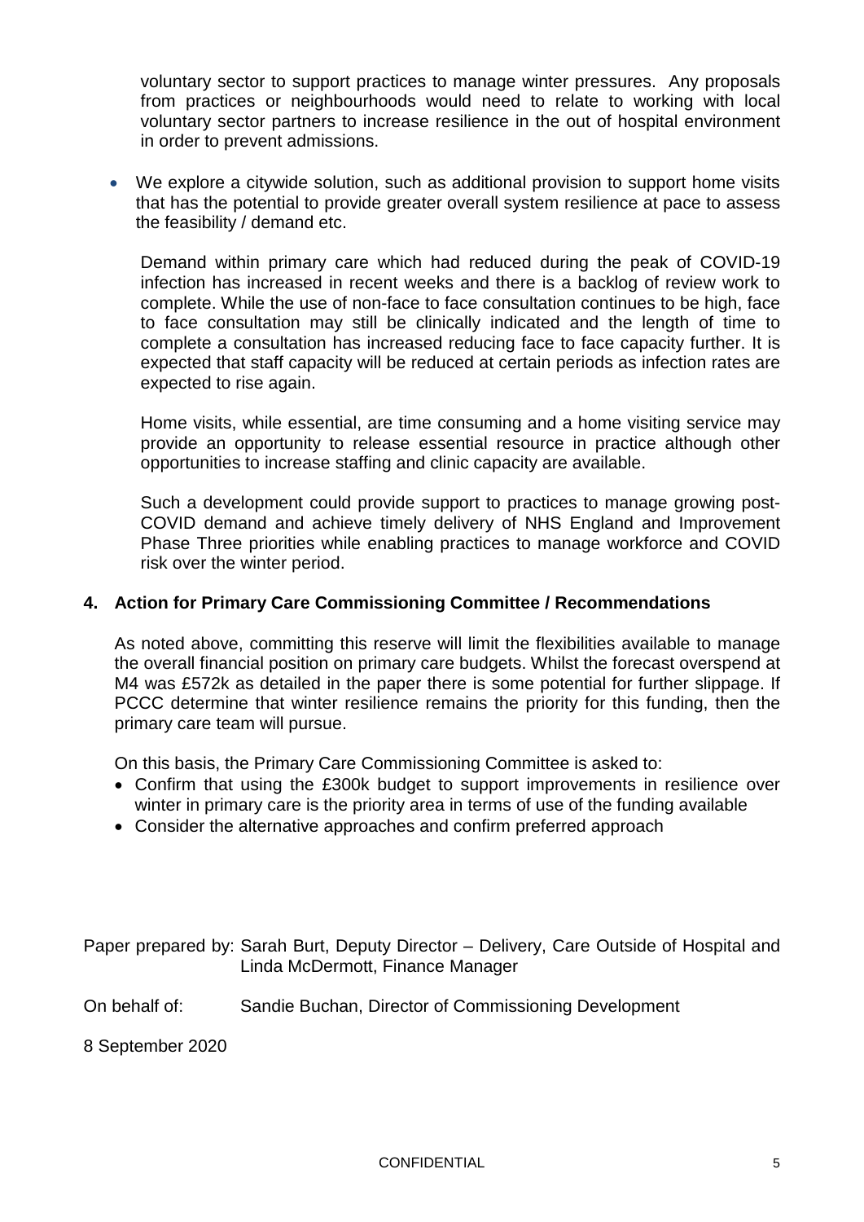voluntary sector to support practices to manage winter pressures. Any proposals from practices or neighbourhoods would need to relate to working with local voluntary sector partners to increase resilience in the out of hospital environment in order to prevent admissions.

- We explore a citywide solution, such as additional provision to support home visits that has the potential to provide greater overall system resilience at pace to assess the feasibility / demand etc.

  Demand within primary care which had reduced during the peak of COVID-19 infection has increased in recent weeks and there is a backlog of review work to complete. While the use of non-face to face consultation continues to be high, face to face consultation may still be clinically indicated and the length of time to complete a consultation has increased reducing face to face capacity further. It is expected that staff capacity will be reduced at certain periods as infection rates are expected to rise again.

  Home visits, while essential, are time consuming and a home visiting service may provide an opportunity to release essential resource in practice although other opportunities to increase staffing and clinic capacity are available.

  Such a development could provide support to practices to manage growing post-COVID demand and achieve timely delivery of NHS England and Improvement Phase Three priorities while enabling practices to manage workforce and COVID risk over the winter period.

## 4. Action for Primary Care Commissioning Committee / Recommendations

As noted above, committing this reserve will limit the flexibilities available to manage the overall financial position on primary care budgets. Whilst the forecast overspend at M4 was £572k as detailed in the paper there is some potential for further slippage. If PCCC determine that winter resilience remains the priority for this funding, then the primary care team will pursue.

On this basis, the Primary Care Commissioning Committee is asked to:

- Confirm that using the £300k budget to support improvements in resilience over winter in primary care is the priority area in terms of use of the funding available
- Consider the alternative approaches and confirm preferred approach

Paper prepared by: Sarah Burt, Deputy Director – Delivery, Care Outside of Hospital and Linda McDermott, Finance Manager

On behalf of: Sandie Buchan, Director of Commissioning Development

8 September 2020

CONFIDENTIAL